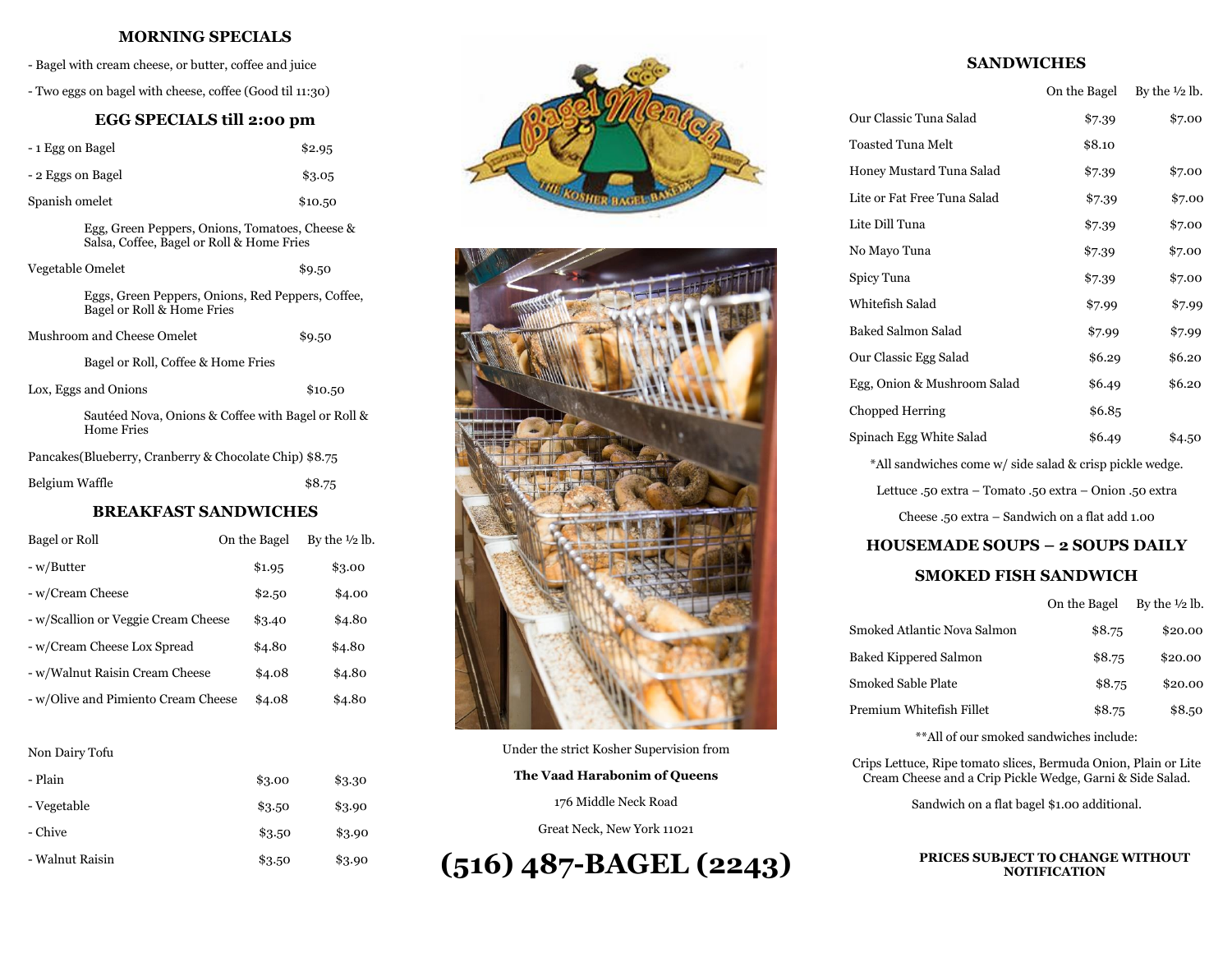## MORNING SPECIALS

- Bagel with cream cheese, or butter, coffee and juice
- Two eggs on bagel with cheese, coffee (Good til 11:30)

## EGG SPECIALS till 2:00 pm

| | |
|---|---|
| - 1 Egg on Bagel | $2.95 |
| - 2 Eggs on Bagel | $3.05 |
| Spanish omelet | $10.50 |
| Egg, Green Peppers, Onions, Tomatoes, Cheese & Salsa, Coffee, Bagel or Roll & Home Fries | |
| Vegetable Omelet | $9.50 |
| Eggs, Green Peppers, Onions, Red Peppers, Coffee, Bagel or Roll & Home Fries | |
| Mushroom and Cheese Omelet | $9.50 |
| Bagel or Roll, Coffee & Home Fries | |
| Lox, Eggs and Onions | $10.50 |
| Sautéed Nova, Onions & Coffee with Bagel or Roll & Home Fries | |
| Pancakes(Blueberry, Cranberry & Chocolate Chip) | $8.75 |
| Belgium Waffle | $8.75 |

## BREAKFAST SANDWICHES

| Bagel or Roll | On the Bagel | By the ½ lb. |
|---|---|---|
| - w/Butter | $1.95 | $3.00 |
| - w/Cream Cheese | $2.50 | $4.00 |
| - w/Scallion or Veggie Cream Cheese | $3.40 | $4.80 |
| - w/Cream Cheese Lox Spread | $4.80 | $4.80 |
| - w/Walnut Raisin Cream Cheese | $4.08 | $4.80 |
| - w/Olive and Pimiento Cream Cheese | $4.08 | $4.80 |

| Non Dairy Tofu | | |
|---|---|---|
| - Plain | $3.00 | $3.30 |
| - Vegetable | $3.50 | $3.90 |
| - Chive | $3.50 | $3.90 |
| - Walnut Raisin | $3.50 | $3.90 |

Bagel Mentch
THE KOSHER BAGEL BAKERY

Under the strict Kosher Supervision from

**The Vaad Harabonim of Queens**

176 Middle Neck Road

Great Neck, New York 11021

# (516) 487-BAGEL (2243)

## SANDWICHES

| | On the Bagel | By the ½ lb. |
|---|---|---|
| Our Classic Tuna Salad | $7.39 | $7.00 |
| Toasted Tuna Melt | $8.10 | |
| Honey Mustard Tuna Salad | $7.39 | $7.00 |
| Lite or Fat Free Tuna Salad | $7.39 | $7.00 |
| Lite Dill Tuna | $7.39 | $7.00 |
| No Mayo Tuna | $7.39 | $7.00 |
| Spicy Tuna | $7.39 | $7.00 |
| Whitefish Salad | $7.99 | $7.99 |
| Baked Salmon Salad | $7.99 | $7.99 |
| Our Classic Egg Salad | $6.29 | $6.20 |
| Egg, Onion & Mushroom Salad | $6.49 | $6.20 |
| Chopped Herring | $6.85 | |
| Spinach Egg White Salad | $6.49 | $4.50 |

*All sandwiches come w/ side salad & crisp pickle wedge.

Lettuce .50 extra – Tomato .50 extra – Onion .50 extra

Cheese .50 extra – Sandwich on a flat add 1.00

## HOUSEMADE SOUPS – 2 SOUPS DAILY

## SMOKED FISH SANDWICH

| | On the Bagel | By the ½ lb. |
|---|---|---|
| Smoked Atlantic Nova Salmon | $8.75 | $20.00 |
| Baked Kippered Salmon | $8.75 | $20.00 |
| Smoked Sable Plate | $8.75 | $20.00 |
| Premium Whitefish Fillet | $8.75 | $8.50 |

**All of our smoked sandwiches include:

Crips Lettuce, Ripe tomato slices, Bermuda Onion, Plain or Lite Cream Cheese and a Crip Pickle Wedge, Garni & Side Salad.

Sandwich on a flat bagel $1.00 additional.

**PRICES SUBJECT TO CHANGE WITHOUT NOTIFICATION**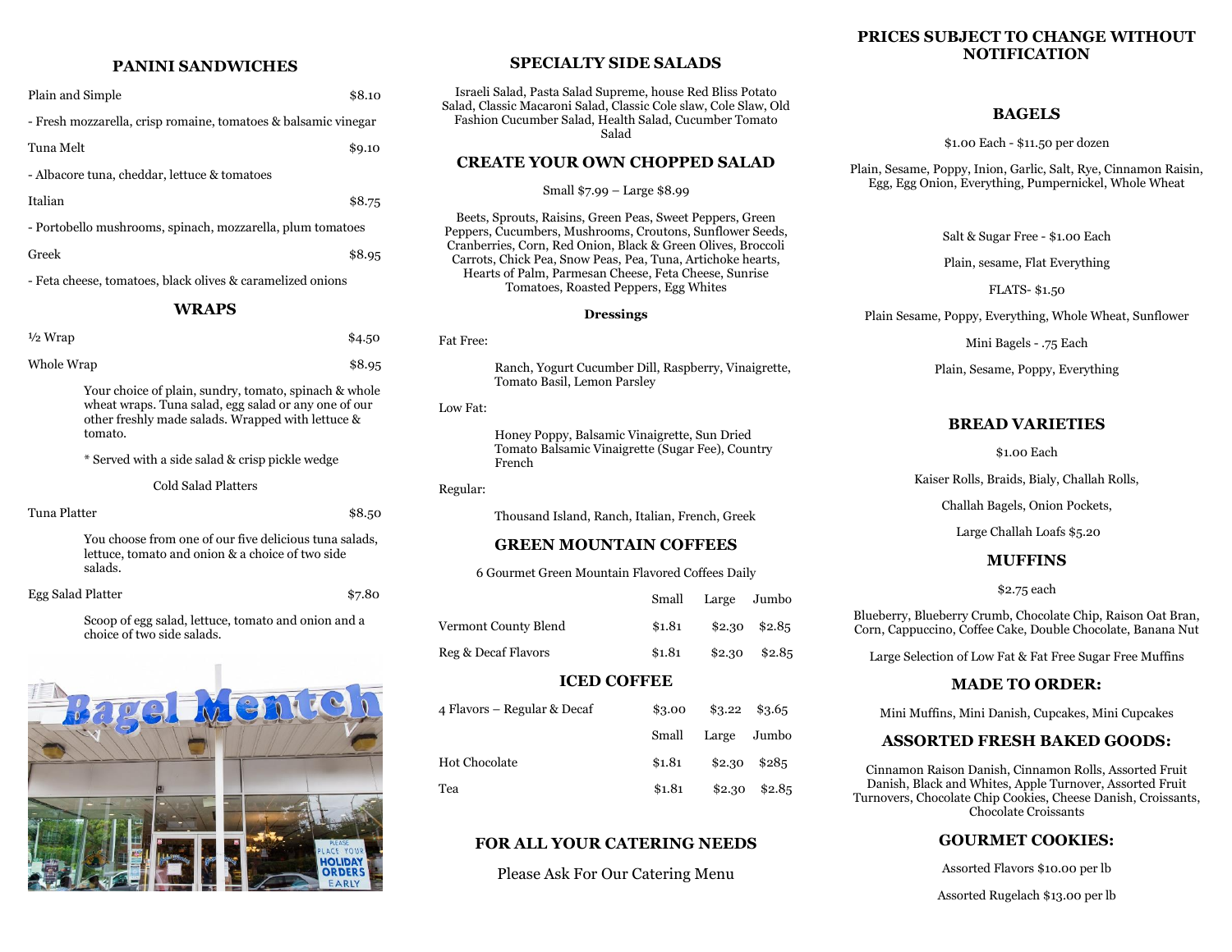## PANINI SANDWICHES

| | |
|---|---|
| Plain and Simple | $8.10 |
| - Fresh mozzarella, crisp romaine, tomatoes & balsamic vinegar | |
| Tuna Melt | $9.10 |
| - Albacore tuna, cheddar, lettuce & tomatoes | |
| Italian | $8.75 |
| - Portobello mushrooms, spinach, mozzarella, plum tomatoes | |
| Greek | $8.95 |
| - Feta cheese, tomatoes, black olives & caramelized onions | |

## WRAPS

| | |
|---|---|
| ½ Wrap | $4.50 |
| Whole Wrap | $8.95 |

Your choice of plain, sundry, tomato, spinach & whole wheat wraps. Tuna salad, egg salad or any one of our other freshly made salads. Wrapped with lettuce & tomato.

* Served with a side salad & crisp pickle wedge

Cold Salad Platters

| | |
|---|---|
| Tuna Platter | $8.50 |

You choose from one of our five delicious tuna salads, lettuce, tomato and onion & a choice of two side salads.

| | |
|---|---|
| Egg Salad Platter | $7.80 |

Scoop of egg salad, lettuce, tomato and onion and a choice of two side salads.

## SPECIALTY SIDE SALADS

Israeli Salad, Pasta Salad Supreme, house Red Bliss Potato Salad, Classic Macaroni Salad, Classic Cole slaw, Cole Slaw, Old Fashion Cucumber Salad, Health Salad, Cucumber Tomato Salad

## CREATE YOUR OWN CHOPPED SALAD

Small $7.99 – Large $8.99

Beets, Sprouts, Raisins, Green Peas, Sweet Peppers, Green Peppers, Cucumbers, Mushrooms, Croutons, Sunflower Seeds, Cranberries, Corn, Red Onion, Black & Green Olives, Broccoli Carrots, Chick Pea, Snow Peas, Pea, Tuna, Artichoke hearts, Hearts of Palm, Parmesan Cheese, Feta Cheese, Sunrise Tomatoes, Roasted Peppers, Egg Whites

**Dressings**

Fat Free:

Ranch, Yogurt Cucumber Dill, Raspberry, Vinaigrette, Tomato Basil, Lemon Parsley

Low Fat:

Honey Poppy, Balsamic Vinaigrette, Sun Dried Tomato Balsamic Vinaigrette (Sugar Fee), Country French

Regular:

Thousand Island, Ranch, Italian, French, Greek

## GREEN MOUNTAIN COFFEES

6 Gourmet Green Mountain Flavored Coffees Daily

| | Small | Large | Jumbo |
|---|---|---|---|
| Vermont County Blend | $1.81 | $2.30 | $2.85 |
| Reg & Decaf Flavors | $1.81 | $2.30 | $2.85 |

## ICED COFFEE

| | | | |
|---|---|---|---|
| 4 Flavors – Regular & Decaf | $3.00 | $3.22 | $3.65 |
| | Small | Large | Jumbo |
| Hot Chocolate | $1.81 | $2.30 | $285 |
| Tea | $1.81 | $2.30 | $2.85 |

## FOR ALL YOUR CATERING NEEDS

Please Ask For Our Catering Menu

## PRICES SUBJECT TO CHANGE WITHOUT NOTIFICATION

## BAGELS

$1.00 Each - $11.50 per dozen

Plain, Sesame, Poppy, Inion, Garlic, Salt, Rye, Cinnamon Raisin, Egg, Egg Onion, Everything, Pumpernickel, Whole Wheat

Salt & Sugar Free - $1.00 Each

Plain, sesame, Flat Everything

FLATS- $1.50

Plain Sesame, Poppy, Everything, Whole Wheat, Sunflower

Mini Bagels - .75 Each

Plain, Sesame, Poppy, Everything

## BREAD VARIETIES

$1.00 Each

Kaiser Rolls, Braids, Bialy, Challah Rolls,

Challah Bagels, Onion Pockets,

Large Challah Loafs $5.20

## MUFFINS

$2.75 each

Blueberry, Blueberry Crumb, Chocolate Chip, Raison Oat Bran, Corn, Cappuccino, Coffee Cake, Double Chocolate, Banana Nut

Large Selection of Low Fat & Fat Free Sugar Free Muffins

## MADE TO ORDER:

Mini Muffins, Mini Danish, Cupcakes, Mini Cupcakes

## ASSORTED FRESH BAKED GOODS:

Cinnamon Raison Danish, Cinnamon Rolls, Assorted Fruit Danish, Black and Whites, Apple Turnover, Assorted Fruit Turnovers, Chocolate Chip Cookies, Cheese Danish, Croissants, Chocolate Croissants

## GOURMET COOKIES:

Assorted Flavors $10.00 per lb

Assorted Rugelach $13.00 per lb